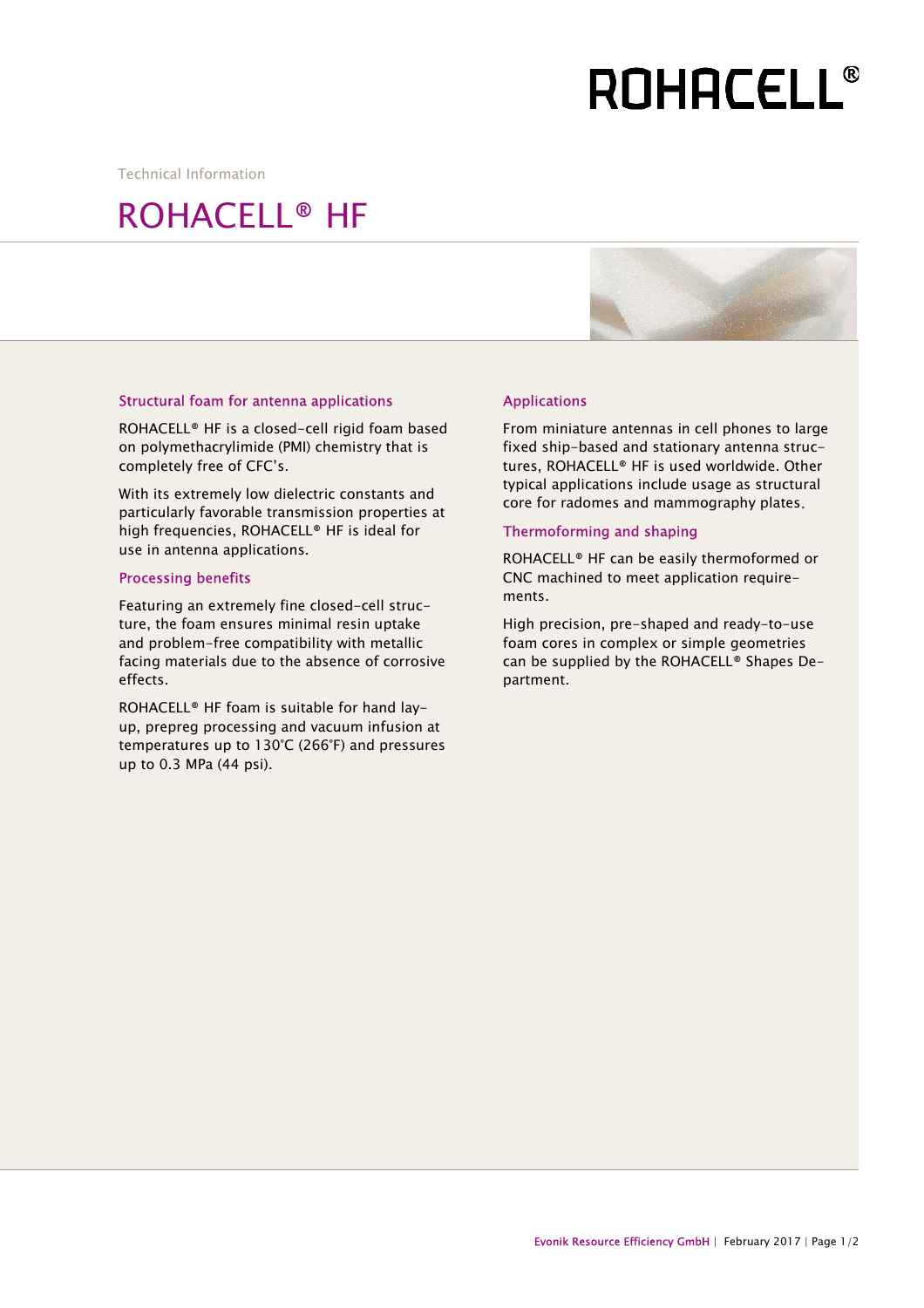ROHACELL®

Technical Information

# ROHACELL® HF

## Structural foam for antenna applications

ROHACELL® HF is a closed-cell rigid foam based on polymethacrylimide (PMI) chemistry that is completely free of CFC's.

With its extremely low dielectric constants and particularly favorable transmission properties at high frequencies, ROHACELL® HF is ideal for use in antenna applications.

## Processing benefits

Featuring an extremely fine closed-cell structure, the foam ensures minimal resin uptake and problem-free compatibility with metallic facing materials due to the absence of corrosive effects.

ROHACELL® HF foam is suitable for hand lay-up, prepreg processing and vacuum infusion at temperatures up to 130°C (266°F) and pressures up to 0.3 MPa (44 psi).

## Applications

From miniature antennas in cell phones to large fixed ship-based and stationary antenna structures, ROHACELL® HF is used worldwide. Other typical applications include usage as structural core for radomes and mammography plates.

## Thermoforming and shaping

ROHACELL® HF can be easily thermoformed or CNC machined to meet application requirements.

High precision, pre-shaped and ready-to-use foam cores in complex or simple geometries can be supplied by the ROHACELL® Shapes Department.

Evonik Resource Efficiency GmbH | February 2017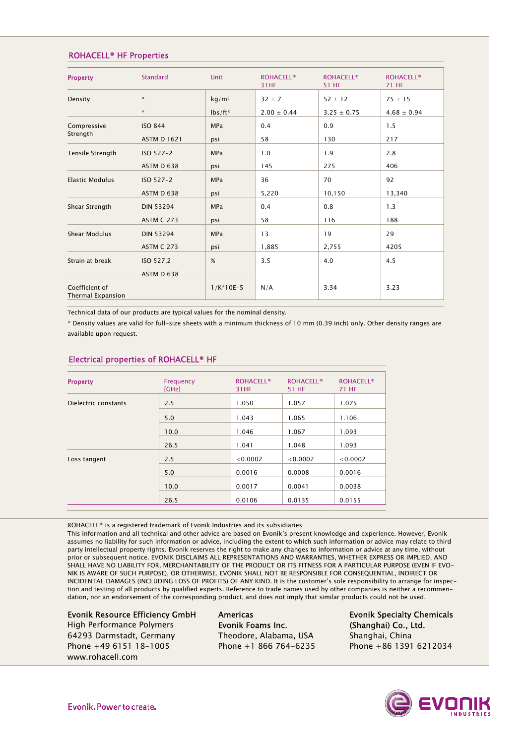## ROHACELL® HF Properties

| Property | Standard | Unit | ROHACELL® 31HF | ROHACELL® 51 HF | ROHACELL® 71 HF |
|---|---|---|---|---|---|
| Density | * | kg/m³ | 32 ± 7 | 52 ± 12 | 75 ± 15 |
| | * | lbs/ft³ | 2.00 ± 0.44 | 3.25 ± 0.75 | 4.68 ± 0.94 |
| Compressive Strength | ISO 844 | MPa | 0.4 | 0.9 | 1.5 |
| | ASTM D 1621 | psi | 58 | 130 | 217 |
| Tensile Strength | ISO 527-2 | MPa | 1.0 | 1.9 | 2.8 |
| | ASTM D 638 | psi | 145 | 275 | 406 |
| Elastic Modulus | ISO 527-2 | MPa | 36 | 70 | 92 |
| | ASTM D 638 | psi | 5,220 | 10,150 | 13,340 |
| Shear Strength | DIN 53294 | MPa | 0.4 | 0.8 | 1.3 |
| | ASTM C 273 | psi | 58 | 116 | 188 |
| Shear Modulus | DIN 53294 | MPa | 13 | 19 | 29 |
| | ASTM C 273 | psi | 1,885 | 2,755 | 4205 |
| Strain at break | ISO 527,2 | % | 3.5 | 4.0 | 4.5 |
| | ASTM D 638 | | | | |
| Coefficient of Thermal Expansion | | 1/K*10E-5 | N/A | 3.34 | 3.23 |

Technical data of our products are typical values for the nominal density.

* Density values are valid for full-size sheets with a minimum thickness of 10 mm (0.39 inch) only. Other density ranges are available upon request.

## Electrical properties of ROHACELL® HF

| Property | Frequency [GHz] | ROHACELL® 31HF | ROHACELL® 51 HF | ROHACELL® 71 HF |
|---|---|---|---|---|
| Dielectric constants | 2.5 | 1.050 | 1.057 | 1.075 |
| | 5.0 | 1.043 | 1.065 | 1.106 |
| | 10.0 | 1.046 | 1.067 | 1.093 |
| | 26.5 | 1.041 | 1.048 | 1.093 |
| Loss tangent | 2.5 | <0.0002 | <0.0002 | <0.0002 |
| | 5.0 | 0.0016 | 0.0008 | 0.0016 |
| | 10.0 | 0.0017 | 0.0041 | 0.0038 |
| | 26.5 | 0.0106 | 0.0135 | 0.0155 |

ROHACELL® is a registered trademark of Evonik Industries and its subsidiaries
This information and all technical and other advice are based on Evonik's present knowledge and experience. However, Evonik assumes no liability for such information or advice, including the extent to which such information or advice may relate to third party intellectual property rights. Evonik reserves the right to make any changes to information or advice at any time, without prior or subsequent notice. EVONIK DISCLAIMS ALL REPRESENTATIONS AND WARRANTIES, WHETHER EXPRESS OR IMPLIED, AND SHALL HAVE NO LIABILITY FOR, MERCHANTABILITY OF THE PRODUCT OR ITS FITNESS FOR A PARTICULAR PURPOSE (EVEN IF EVONIK IS AWARE OF SUCH PURPOSE), OR OTHERWISE. EVONIK SHALL NOT BE RESPONSIBLE FOR CONSEQUENTIAL, INDIRECT OR INCIDENTAL DAMAGES (INCLUDING LOSS OF PROFITS) OF ANY KIND. It is the customer's sole responsibility to arrange for inspection and testing of all products by qualified experts. Reference to trade names used by other companies is neither a recommendation, nor an endorsement of the corresponding product, and does not imply that similar products could not be used.

**Evonik Resource Efficiency GmbH**
High Performance Polymers
64293 Darmstadt, Germany
Phone +49 6151 18-1005
www.rohacell.com

**Americas**
Evonik Foams Inc.
Theodore, Alabama, USA
Phone +1 866 764-6235

**Evonik Specialty Chemicals (Shanghai) Co., Ltd.**
Shanghai, China
Phone +86 1391 6212034

Evonik. Power to create.

EVONIK INDUSTRIES